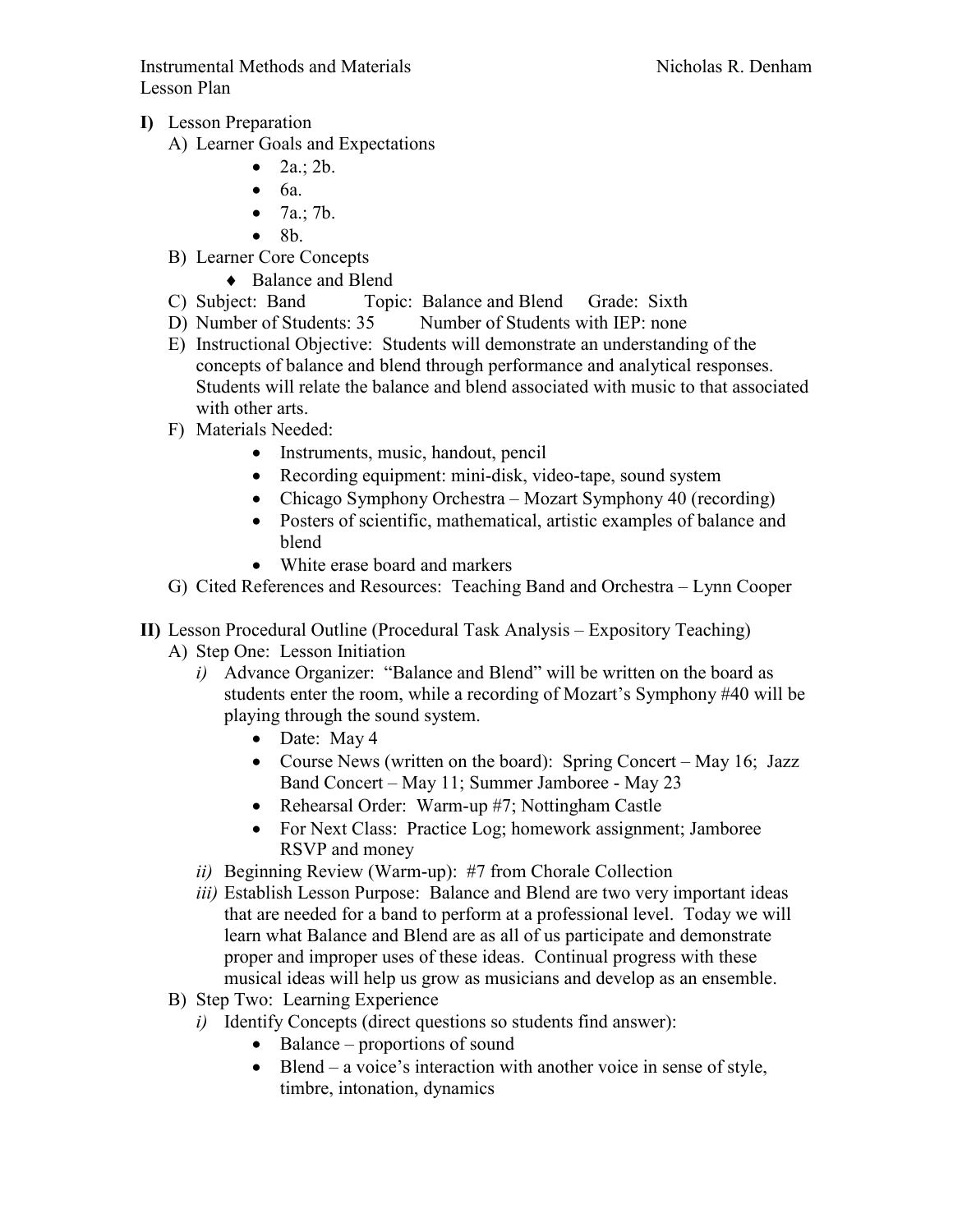Instrumental Methods and Materials Nicholas R. Denham
Lesson Plan

**I)** Lesson Preparation

A) Learner Goals and Expectations
- 2a.; 2b.
- 6a.
- 7a.; 7b.
- 8b.

B) Learner Core Concepts
- ♦ Balance and Blend

C) Subject: Band Topic: Balance and Blend Grade: Sixth

D) Number of Students: 35 Number of Students with IEP: none

E) Instructional Objective: Students will demonstrate an understanding of the concepts of balance and blend through performance and analytical responses. Students will relate the balance and blend associated with music to that associated with other arts.

F) Materials Needed:
- Instruments, music, handout, pencil
- Recording equipment: mini-disk, video-tape, sound system
- Chicago Symphony Orchestra – Mozart Symphony 40 (recording)
- Posters of scientific, mathematical, artistic examples of balance and blend
- White erase board and markers

G) Cited References and Resources: Teaching Band and Orchestra – Lynn Cooper

**II)** Lesson Procedural Outline (Procedural Task Analysis – Expository Teaching)

A) Step One: Lesson Initiation

*i)* Advance Organizer: "Balance and Blend" will be written on the board as students enter the room, while a recording of Mozart's Symphony #40 will be playing through the sound system.
- Date: May 4
- Course News (written on the board): Spring Concert – May 16; Jazz Band Concert – May 11; Summer Jamboree - May 23
- Rehearsal Order: Warm-up #7; Nottingham Castle
- For Next Class: Practice Log; homework assignment; Jamboree RSVP and money

*ii)* Beginning Review (Warm-up): #7 from Chorale Collection

*iii)* Establish Lesson Purpose: Balance and Blend are two very important ideas that are needed for a band to perform at a professional level. Today we will learn what Balance and Blend are as all of us participate and demonstrate proper and improper uses of these ideas. Continual progress with these musical ideas will help us grow as musicians and develop as an ensemble.

B) Step Two: Learning Experience

*i)* Identify Concepts (direct questions so students find answer):
- Balance – proportions of sound
- Blend – a voice's interaction with another voice in sense of style, timbre, intonation, dynamics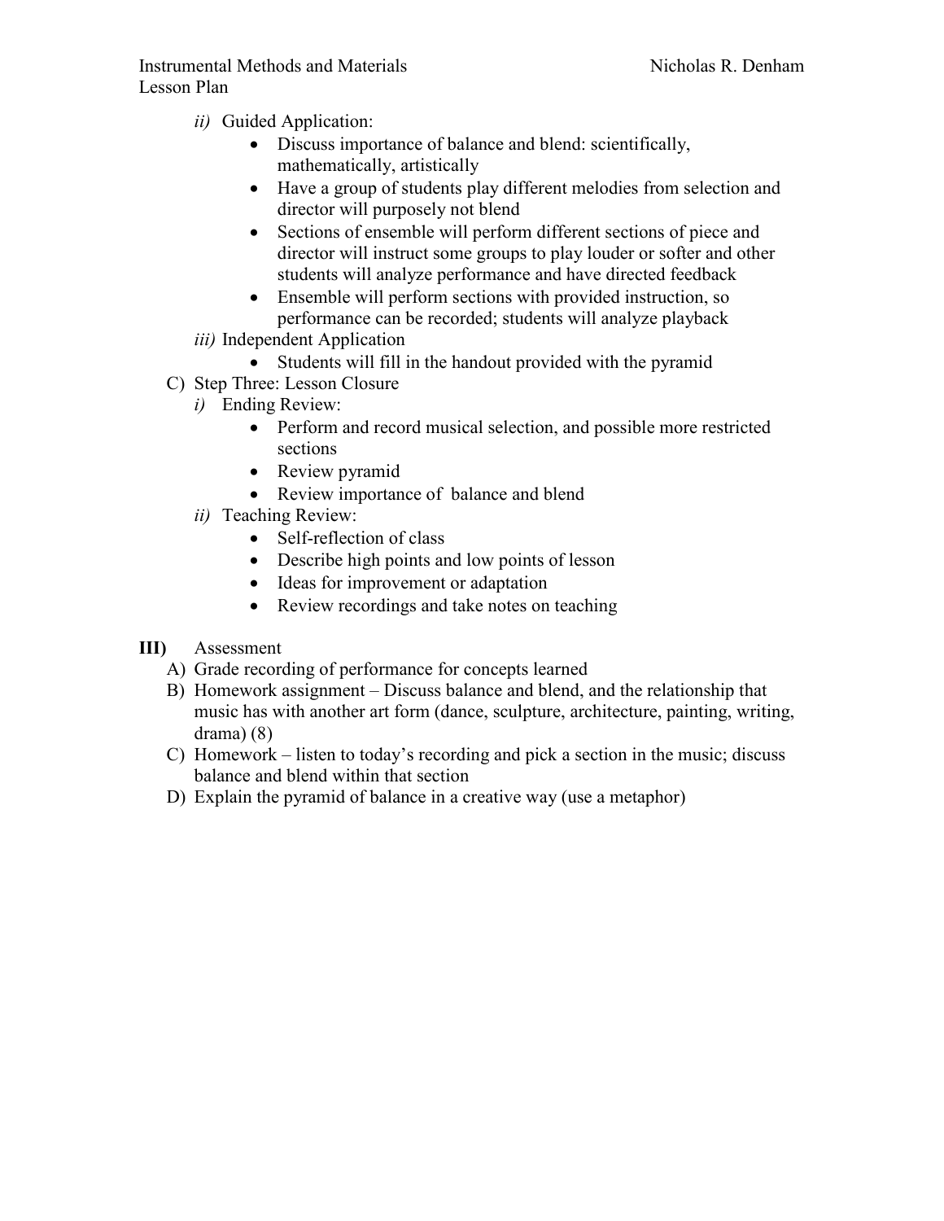*ii)* Guided Application:

- Discuss importance of balance and blend: scientifically, mathematically, artistically
- Have a group of students play different melodies from selection and director will purposely not blend
- Sections of ensemble will perform different sections of piece and director will instruct some groups to play louder or softer and other students will analyze performance and have directed feedback
- Ensemble will perform sections with provided instruction, so performance can be recorded; students will analyze playback

*iii)* Independent Application

- Students will fill in the handout provided with the pyramid

C) Step Three: Lesson Closure

*i)* Ending Review:

- Perform and record musical selection, and possible more restricted sections
- Review pyramid
- Review importance of balance and blend

*ii)* Teaching Review:

- Self-reflection of class
- Describe high points and low points of lesson
- Ideas for improvement or adaptation
- Review recordings and take notes on teaching

**III)** Assessment

A) Grade recording of performance for concepts learned

B) Homework assignment – Discuss balance and blend, and the relationship that music has with another art form (dance, sculpture, architecture, painting, writing, drama) (8)

C) Homework – listen to today's recording and pick a section in the music; discuss balance and blend within that section

D) Explain the pyramid of balance in a creative way (use a metaphor)